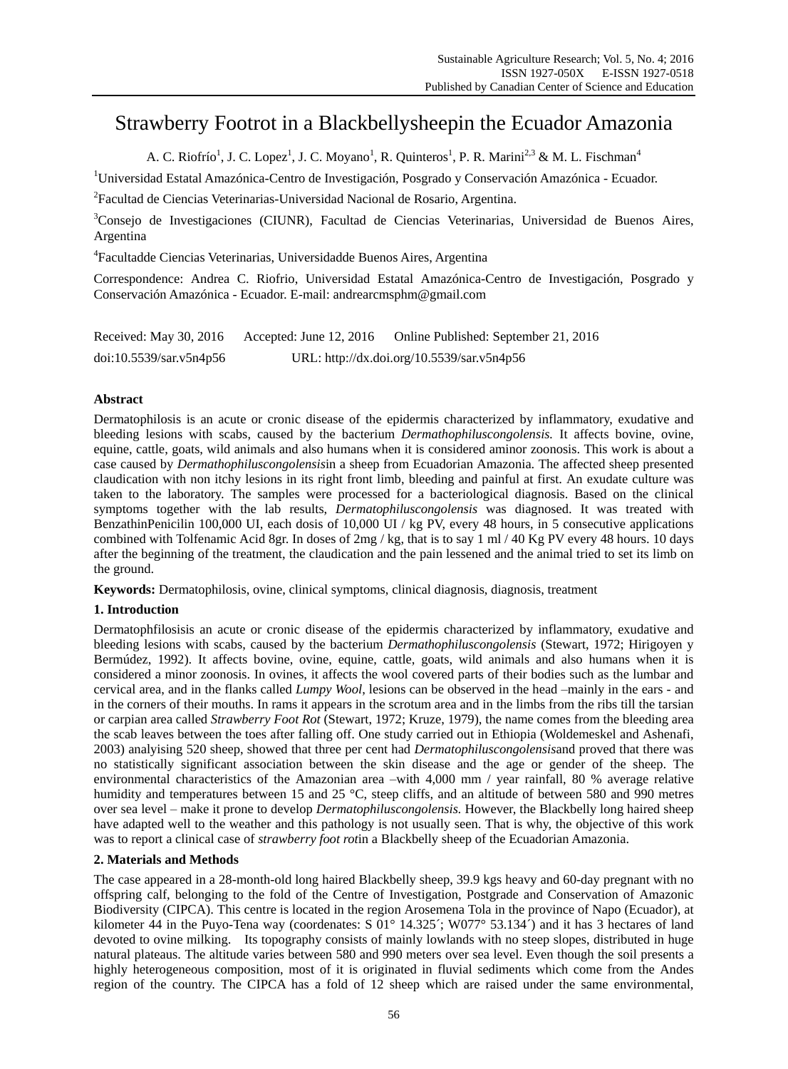# Strawberry Footrot in a Blackbellysheepin the Ecuador Amazonia

A. C. Riofrío[1], J. C. Lopez[1], J. C. Moyano[1], R. Quinteros[1], P. R. Marini[2,3] & M. L. Fischman[4]

[1]Universidad Estatal Amazónica-Centro de Investigación, Posgrado y Conservación Amazónica - Ecuador.

[2]Facultad de Ciencias Veterinarias-Universidad Nacional de Rosario, Argentina.

[3]Consejo de Investigaciones (CIUNR), Facultad de Ciencias Veterinarias, Universidad de Buenos Aires, Argentina

[4]Facultadde Ciencias Veterinarias, Universidadde Buenos Aires, Argentina

Correspondence: Andrea C. Riofrio, Universidad Estatal Amazónica-Centro de Investigación, Posgrado y Conservación Amazónica - Ecuador. E-mail: andrearcmsphm@gmail.com

Received: May 30, 2016 Accepted: June 12, 2016 Online Published: September 21, 2016

doi:10.5539/sar.v5n4p56 URL: http://dx.doi.org/10.5539/sar.v5n4p56

## Abstract

Dermatophilosis is an acute or cronic disease of the epidermis characterized by inflammatory, exudative and bleeding lesions with scabs, caused by the bacterium *Dermathophiluscongolensis.* It affects bovine, ovine, equine, cattle, goats, wild animals and also humans when it is considered aminor zoonosis. This work is about a case caused by *Dermathophiluscongolensis*in a sheep from Ecuadorian Amazonia. The affected sheep presented claudication with non itchy lesions in its right front limb, bleeding and painful at first. An exudate culture was taken to the laboratory. The samples were processed for a bacteriological diagnosis. Based on the clinical symptoms together with the lab results, *Dermatophiluscongolensis* was diagnosed. It was treated with BenzathinPenicilin 100,000 UI, each dosis of 10,000 UI / kg PV, every 48 hours, in 5 consecutive applications combined with Tolfenamic Acid 8gr. In doses of 2mg / kg, that is to say 1 ml / 40 Kg PV every 48 hours. 10 days after the beginning of the treatment, the claudication and the pain lessened and the animal tried to set its limb on the ground.

**Keywords:** Dermatophilosis, ovine, clinical symptoms, clinical diagnosis, diagnosis, treatment

## 1. Introduction

Dermatophfilosisis an acute or cronic disease of the epidermis characterized by inflammatory, exudative and bleeding lesions with scabs, caused by the bacterium *Dermathophiluscongolensis* (Stewart, 1972; Hirigoyen y Bermúdez, 1992). It affects bovine, ovine, equine, cattle, goats, wild animals and also humans when it is considered a minor zoonosis. In ovines, it affects the wool covered parts of their bodies such as the lumbar and cervical area, and in the flanks called *Lumpy Wool*, lesions can be observed in the head –mainly in the ears - and in the corners of their mouths. In rams it appears in the scrotum area and in the limbs from the ribs till the tarsian or carpian area called *Strawberry Foot Rot* (Stewart, 1972; Kruze, 1979), the name comes from the bleeding area the scab leaves between the toes after falling off. One study carried out in Ethiopia (Woldemeskel and Ashenafi, 2003) analyising 520 sheep, showed that three per cent had *Dermatophiluscongolensis*and proved that there was no statistically significant association between the skin disease and the age or gender of the sheep. The environmental characteristics of the Amazonian area –with 4,000 mm / year rainfall, 80 % average relative humidity and temperatures between 15 and 25 °C, steep cliffs, and an altitude of between 580 and 990 metres over sea level – make it prone to develop *Dermatophiluscongolensis.* However, the Blackbelly long haired sheep have adapted well to the weather and this pathology is not usually seen. That is why, the objective of this work was to report a clinical case of *strawberry foot rot*in a Blackbelly sheep of the Ecuadorian Amazonia.

## 2. Materials and Methods

The case appeared in a 28-month-old long haired Blackbelly sheep, 39.9 kgs heavy and 60-day pregnant with no offspring calf, belonging to the fold of the Centre of Investigation, Postgrade and Conservation of Amazonic Biodiversity (CIPCA). This centre is located in the region Arosemena Tola in the province of Napo (Ecuador), at kilometer 44 in the Puyo-Tena way (coordenates: S 01° 14.325´; W077° 53.134´) and it has 3 hectares of land devoted to ovine milking. Its topography consists of mainly lowlands with no steep slopes, distributed in huge natural plateaus. The altitude varies between 580 and 990 meters over sea level. Even though the soil presents a highly heterogeneous composition, most of it is originated in fluvial sediments which come from the Andes region of the country. The CIPCA has a fold of 12 sheep which are raised under the same environmental,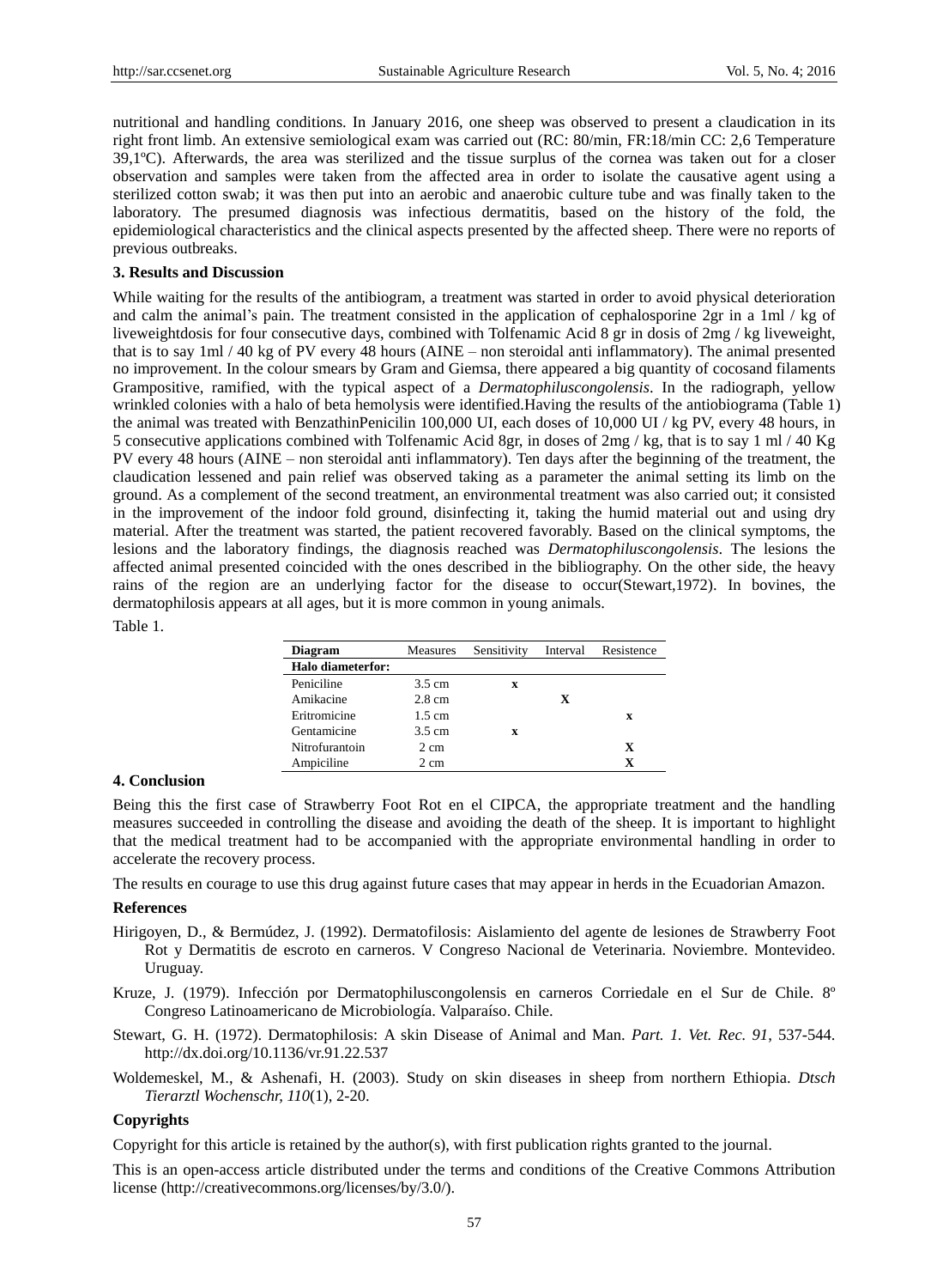nutritional and handling conditions. In January 2016, one sheep was observed to present a claudication in its right front limb. An extensive semiological exam was carried out (RC: 80/min, FR:18/min CC: 2,6 Temperature 39,1ºC). Afterwards, the area was sterilized and the tissue surplus of the cornea was taken out for a closer observation and samples were taken from the affected area in order to isolate the causative agent using a sterilized cotton swab; it was then put into an aerobic and anaerobic culture tube and was finally taken to the laboratory. The presumed diagnosis was infectious dermatitis, based on the history of the fold, the epidemiological characteristics and the clinical aspects presented by the affected sheep. There were no reports of previous outbreaks.

### 3. Results and Discussion

While waiting for the results of the antibiogram, a treatment was started in order to avoid physical deterioration and calm the animal's pain. The treatment consisted in the application of cephalosporine 2gr in a 1ml / kg of liveweightdosis for four consecutive days, combined with Tolfenamic Acid 8 gr in dosis of 2mg / kg liveweight, that is to say 1ml / 40 kg of PV every 48 hours (AINE – non steroidal anti inflammatory). The animal presented no improvement. In the colour smears by Gram and Giemsa, there appeared a big quantity of cocosand filaments Grampositive, ramified, with the typical aspect of a *Dermatophiluscongolensis*. In the radiograph, yellow wrinkled colonies with a halo of beta hemolysis were identified.Having the results of the antiobiograma (Table 1) the animal was treated with BenzathinPenicilin 100,000 UI, each doses of 10,000 UI / kg PV, every 48 hours, in 5 consecutive applications combined with Tolfenamic Acid 8gr, in doses of 2mg / kg, that is to say 1 ml / 40 Kg PV every 48 hours (AINE – non steroidal anti inflammatory). Ten days after the beginning of the treatment, the claudication lessened and pain relief was observed taking as a parameter the animal setting its limb on the ground. As a complement of the second treatment, an environmental treatment was also carried out; it consisted in the improvement of the indoor fold ground, disinfecting it, taking the humid material out and using dry material. After the treatment was started, the patient recovered favorably. Based on the clinical symptoms, the lesions and the laboratory findings, the diagnosis reached was *Dermatophiluscongolensis*. The lesions the affected animal presented coincided with the ones described in the bibliography. On the other side, the heavy rains of the region are an underlying factor for the disease to occur(Stewart,1972). In bovines, the dermatophilosis appears at all ages, but it is more common in young animals.

Table 1.

| **Diagram** | Measures | Sensitivity | Interval | Resistence |
|---|---|---|---|---|
| **Halo diameterfor:** | | | | |
| Peniciline | 3.5 cm | x | | |
| Amikacine | 2.8 cm | | X | |
| Eritromicine | 1.5 cm | | | x |
| Gentamicine | 3.5 cm | x | | |
| Nitrofurantoin | 2 cm | | | X |
| Ampiciline | 2 cm | | | X |

### 4. Conclusion

Being this the first case of Strawberry Foot Rot en el CIPCA, the appropriate treatment and the handling measures succeeded in controlling the disease and avoiding the death of the sheep. It is important to highlight that the medical treatment had to be accompanied with the appropriate environmental handling in order to accelerate the recovery process.

The results en courage to use this drug against future cases that may appear in herds in the Ecuadorian Amazon.

### References

Hirigoyen, D., & Bermúdez, J. (1992). Dermatofilosis: Aislamiento del agente de lesiones de Strawberry Foot Rot y Dermatitis de escroto en carneros. V Congreso Nacional de Veterinaria. Noviembre. Montevideo. Uruguay.

Kruze, J. (1979). Infección por Dermatophiluscongolensis en carneros Corriedale en el Sur de Chile. 8º Congreso Latinoamericano de Microbiología. Valparaíso. Chile.

Stewart, G. H. (1972). Dermatophilosis: A skin Disease of Animal and Man. *Part. 1. Vet. Rec. 91*, 537-544. http://dx.doi.org/10.1136/vr.91.22.537

Woldemeskel, M., & Ashenafi, H. (2003). Study on skin diseases in sheep from northern Ethiopia. *Dtsch Tierarztl Wochenschr, 110*(1), 2-20.

### Copyrights

Copyright for this article is retained by the author(s), with first publication rights granted to the journal.

This is an open-access article distributed under the terms and conditions of the Creative Commons Attribution license (http://creativecommons.org/licenses/by/3.0/).